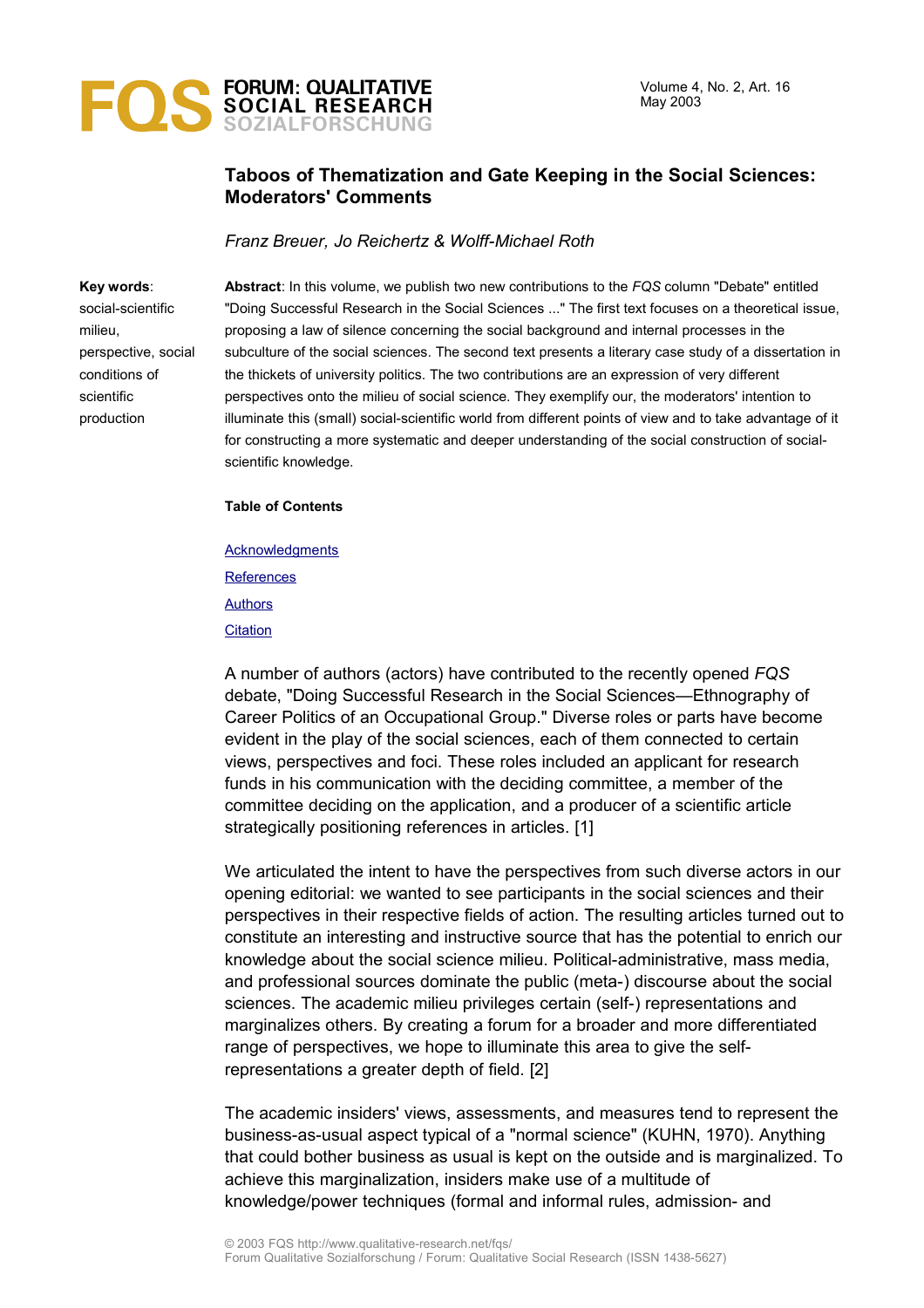# Taboos of Thematization and Gate Keeping in the Social Sciences: Moderators' Comments

*Franz Breuer, Jo Reichertz & Wolff-Michael Roth*

**Key words**: social-scientific milieu, perspective, social conditions of scientific production

**Abstract**: In this volume, we publish two new contributions to the *FQS* column "Debate" entitled "Doing Successful Research in the Social Sciences ..." The first text focuses on a theoretical issue, proposing a law of silence concerning the social background and internal processes in the subculture of the social sciences. The second text presents a literary case study of a dissertation in the thickets of university politics. The two contributions are an expression of very different perspectives onto the milieu of social science. They exemplify our, the moderators' intention to illuminate this (small) social-scientific world from different points of view and to take advantage of it for constructing a more systematic and deeper understanding of the social construction of social-scientific knowledge.

**Table of Contents**

Acknowledgments

References

Authors

Citation

A number of authors (actors) have contributed to the recently opened *FQS* debate, "Doing Successful Research in the Social Sciences—Ethnography of Career Politics of an Occupational Group." Diverse roles or parts have become evident in the play of the social sciences, each of them connected to certain views, perspectives and foci. These roles included an applicant for research funds in his communication with the deciding committee, a member of the committee deciding on the application, and a producer of a scientific article strategically positioning references in articles. [1]

We articulated the intent to have the perspectives from such diverse actors in our opening editorial: we wanted to see participants in the social sciences and their perspectives in their respective fields of action. The resulting articles turned out to constitute an interesting and instructive source that has the potential to enrich our knowledge about the social science milieu. Political-administrative, mass media, and professional sources dominate the public (meta-) discourse about the social sciences. The academic milieu privileges certain (self-) representations and marginalizes others. By creating a forum for a broader and more differentiated range of perspectives, we hope to illuminate this area to give the self-representations a greater depth of field. [2]

The academic insiders' views, assessments, and measures tend to represent the business-as-usual aspect typical of a "normal science" (KUHN, 1970). Anything that could bother business as usual is kept on the outside and is marginalized. To achieve this marginalization, insiders make use of a multitude of knowledge/power techniques (formal and informal rules, admission- and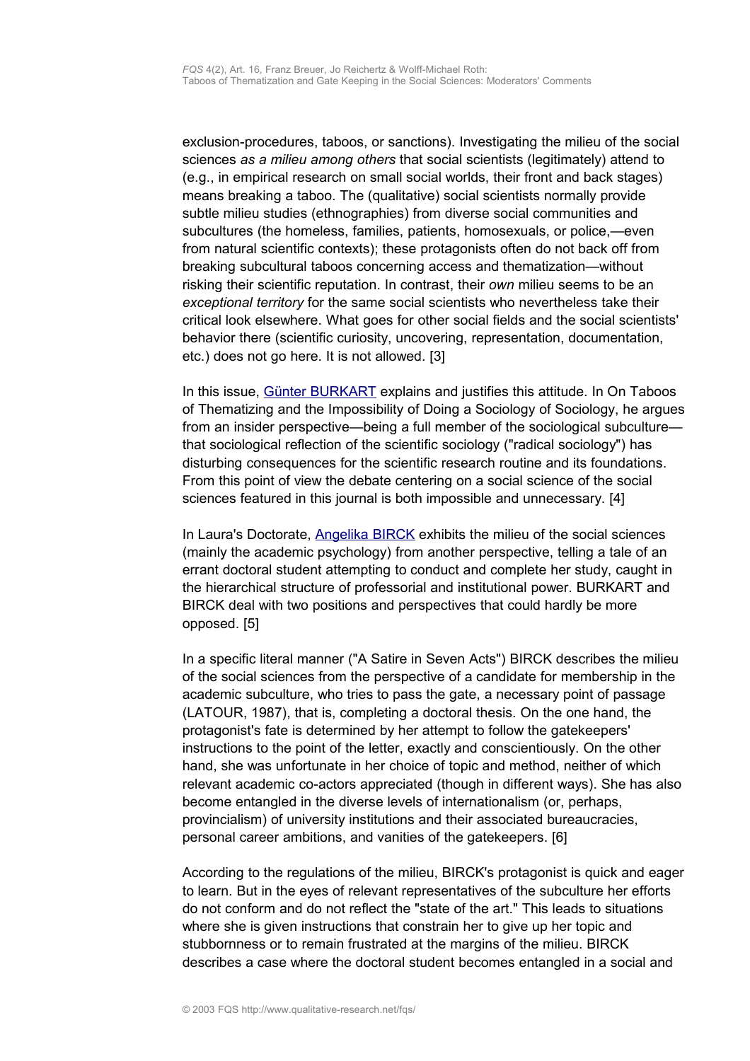exclusion-procedures, taboos, or sanctions). Investigating the milieu of the social sciences *as a milieu among others* that social scientists (legitimately) attend to (e.g., in empirical research on small social worlds, their front and back stages) means breaking a taboo. The (qualitative) social scientists normally provide subtle milieu studies (ethnographies) from diverse social communities and subcultures (the homeless, families, patients, homosexuals, or police,—even from natural scientific contexts); these protagonists often do not back off from breaking subcultural taboos concerning access and thematization—without risking their scientific reputation. In contrast, their *own* milieu seems to be an *exceptional territory* for the same social scientists who nevertheless take their critical look elsewhere. What goes for other social fields and the social scientists' behavior there (scientific curiosity, uncovering, representation, documentation, etc.) does not go here. It is not allowed. [3]

In this issue, Günter BURKART explains and justifies this attitude. In On Taboos of Thematizing and the Impossibility of Doing a Sociology of Sociology, he argues from an insider perspective—being a full member of the sociological subculture—that sociological reflection of the scientific sociology ("radical sociology") has disturbing consequences for the scientific research routine and its foundations. From this point of view the debate centering on a social science of the social sciences featured in this journal is both impossible and unnecessary. [4]

In Laura's Doctorate, Angelika BIRCK exhibits the milieu of the social sciences (mainly the academic psychology) from another perspective, telling a tale of an errant doctoral student attempting to conduct and complete her study, caught in the hierarchical structure of professorial and institutional power. BURKART and BIRCK deal with two positions and perspectives that could hardly be more opposed. [5]

In a specific literal manner ("A Satire in Seven Acts") BIRCK describes the milieu of the social sciences from the perspective of a candidate for membership in the academic subculture, who tries to pass the gate, a necessary point of passage (LATOUR, 1987), that is, completing a doctoral thesis. On the one hand, the protagonist's fate is determined by her attempt to follow the gatekeepers' instructions to the point of the letter, exactly and conscientiously. On the other hand, she was unfortunate in her choice of topic and method, neither of which relevant academic co-actors appreciated (though in different ways). She has also become entangled in the diverse levels of internationalism (or, perhaps, provincialism) of university institutions and their associated bureaucracies, personal career ambitions, and vanities of the gatekeepers. [6]

According to the regulations of the milieu, BIRCK's protagonist is quick and eager to learn. But in the eyes of relevant representatives of the subculture her efforts do not conform and do not reflect the "state of the art." This leads to situations where she is given instructions that constrain her to give up her topic and stubbornness or to remain frustrated at the margins of the milieu. BIRCK describes a case where the doctoral student becomes entangled in a social and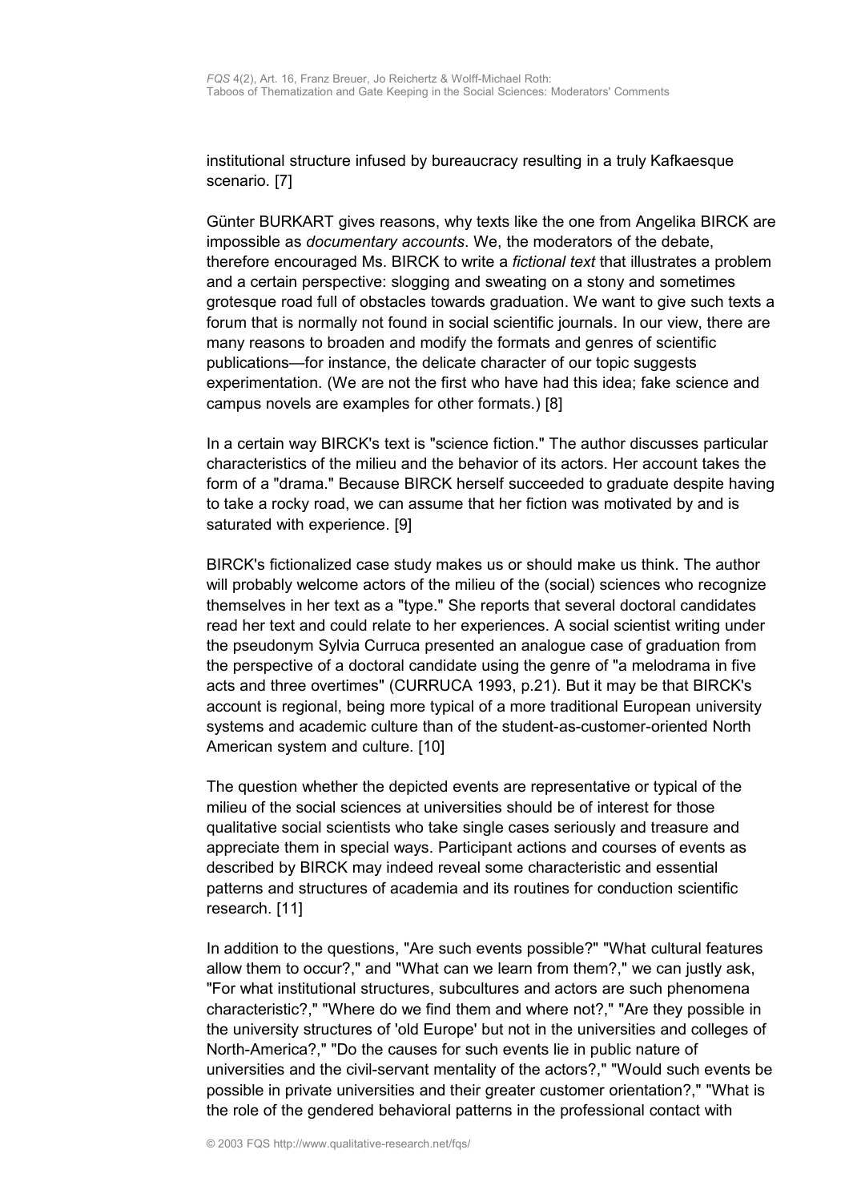institutional structure infused by bureaucracy resulting in a truly Kafkaesque scenario. [7]

Günter BURKART gives reasons, why texts like the one from Angelika BIRCK are impossible as *documentary accounts*. We, the moderators of the debate, therefore encouraged Ms. BIRCK to write a *fictional text* that illustrates a problem and a certain perspective: slogging and sweating on a stony and sometimes grotesque road full of obstacles towards graduation. We want to give such texts a forum that is normally not found in social scientific journals. In our view, there are many reasons to broaden and modify the formats and genres of scientific publications—for instance, the delicate character of our topic suggests experimentation. (We are not the first who have had this idea; fake science and campus novels are examples for other formats.) [8]

In a certain way BIRCK's text is "science fiction." The author discusses particular characteristics of the milieu and the behavior of its actors. Her account takes the form of a "drama." Because BIRCK herself succeeded to graduate despite having to take a rocky road, we can assume that her fiction was motivated by and is saturated with experience. [9]

BIRCK's fictionalized case study makes us or should make us think. The author will probably welcome actors of the milieu of the (social) sciences who recognize themselves in her text as a "type." She reports that several doctoral candidates read her text and could relate to her experiences. A social scientist writing under the pseudonym Sylvia Curruca presented an analogue case of graduation from the perspective of a doctoral candidate using the genre of "a melodrama in five acts and three overtimes" (CURRUCA 1993, p.21). But it may be that BIRCK's account is regional, being more typical of a more traditional European university systems and academic culture than of the student-as-customer-oriented North American system and culture. [10]

The question whether the depicted events are representative or typical of the milieu of the social sciences at universities should be of interest for those qualitative social scientists who take single cases seriously and treasure and appreciate them in special ways. Participant actions and courses of events as described by BIRCK may indeed reveal some characteristic and essential patterns and structures of academia and its routines for conduction scientific research. [11]

In addition to the questions, "Are such events possible?" "What cultural features allow them to occur?," and "What can we learn from them?," we can justly ask, "For what institutional structures, subcultures and actors are such phenomena characteristic?," "Where do we find them and where not?," "Are they possible in the university structures of 'old Europe' but not in the universities and colleges of North-America?," "Do the causes for such events lie in public nature of universities and the civil-servant mentality of the actors?," "Would such events be possible in private universities and their greater customer orientation?," "What is the role of the gendered behavioral patterns in the professional contact with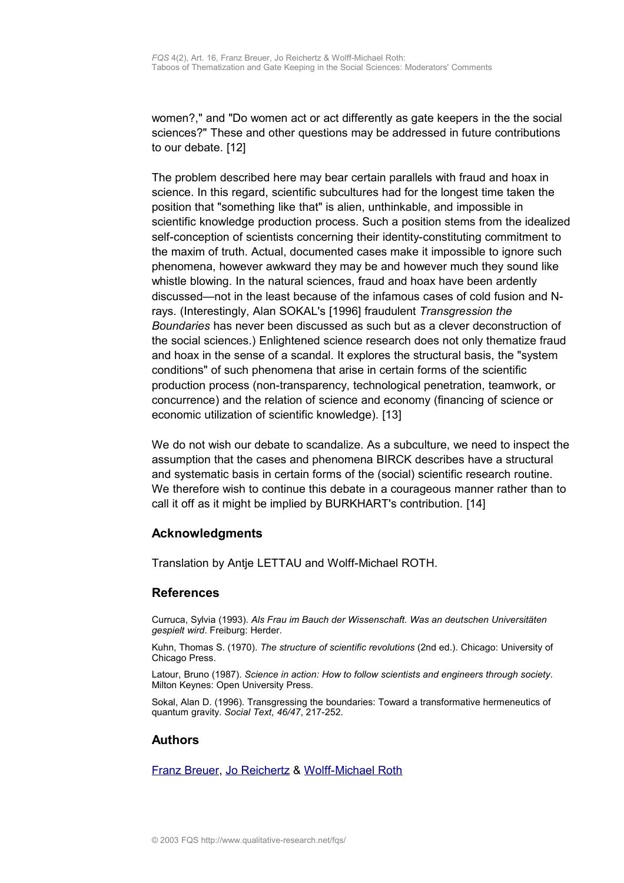women?," and "Do women act or act differently as gate keepers in the the social sciences?" These and other questions may be addressed in future contributions to our debate. [12]

The problem described here may bear certain parallels with fraud and hoax in science. In this regard, scientific subcultures had for the longest time taken the position that "something like that" is alien, unthinkable, and impossible in scientific knowledge production process. Such a position stems from the idealized self-conception of scientists concerning their identity-constituting commitment to the maxim of truth. Actual, documented cases make it impossible to ignore such phenomena, however awkward they may be and however much they sound like whistle blowing. In the natural sciences, fraud and hoax have been ardently discussed—not in the least because of the infamous cases of cold fusion and N-rays. (Interestingly, Alan SOKAL's [1996] fraudulent *Transgression the Boundaries* has never been discussed as such but as a clever deconstruction of the social sciences.) Enlightened science research does not only thematize fraud and hoax in the sense of a scandal. It explores the structural basis, the "system conditions" of such phenomena that arise in certain forms of the scientific production process (non-transparency, technological penetration, teamwork, or concurrence) and the relation of science and economy (financing of science or economic utilization of scientific knowledge). [13]

We do not wish our debate to scandalize. As a subculture, we need to inspect the assumption that the cases and phenomena BIRCK describes have a structural and systematic basis in certain forms of the (social) scientific research routine. We therefore wish to continue this debate in a courageous manner rather than to call it off as it might be implied by BURKHART's contribution. [14]

## Acknowledgments

Translation by Antje LETTAU and Wolff-Michael ROTH.

## References

Curruca, Sylvia (1993). *Als Frau im Bauch der Wissenschaft. Was an deutschen Universitäten gespielt wird*. Freiburg: Herder.

Kuhn, Thomas S. (1970). *The structure of scientific revolutions* (2nd ed.). Chicago: University of Chicago Press.

Latour, Bruno (1987). *Science in action: How to follow scientists and engineers through society*. Milton Keynes: Open University Press.

Sokal, Alan D. (1996). Transgressing the boundaries: Toward a transformative hermeneutics of quantum gravity. *Social Text*, *46/47*, 217-252.

## Authors

Franz Breuer, Jo Reichertz & Wolff-Michael Roth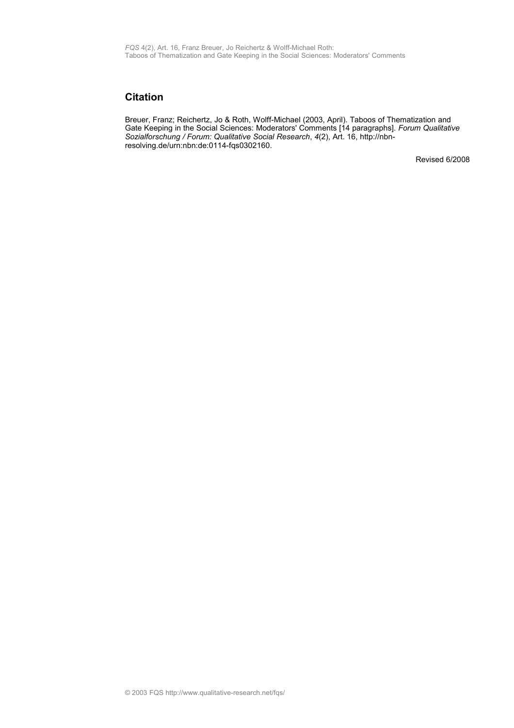## Citation

Breuer, Franz; Reichertz, Jo & Roth, Wolff-Michael (2003, April). Taboos of Thematization and Gate Keeping in the Social Sciences: Moderators' Comments [14 paragraphs]. *Forum Qualitative Sozialforschung / Forum: Qualitative Social Research*, *4*(2), Art. 16, http://nbn-resolving.de/urn:nbn:de:0114-fqs0302160.

Revised 6/2008